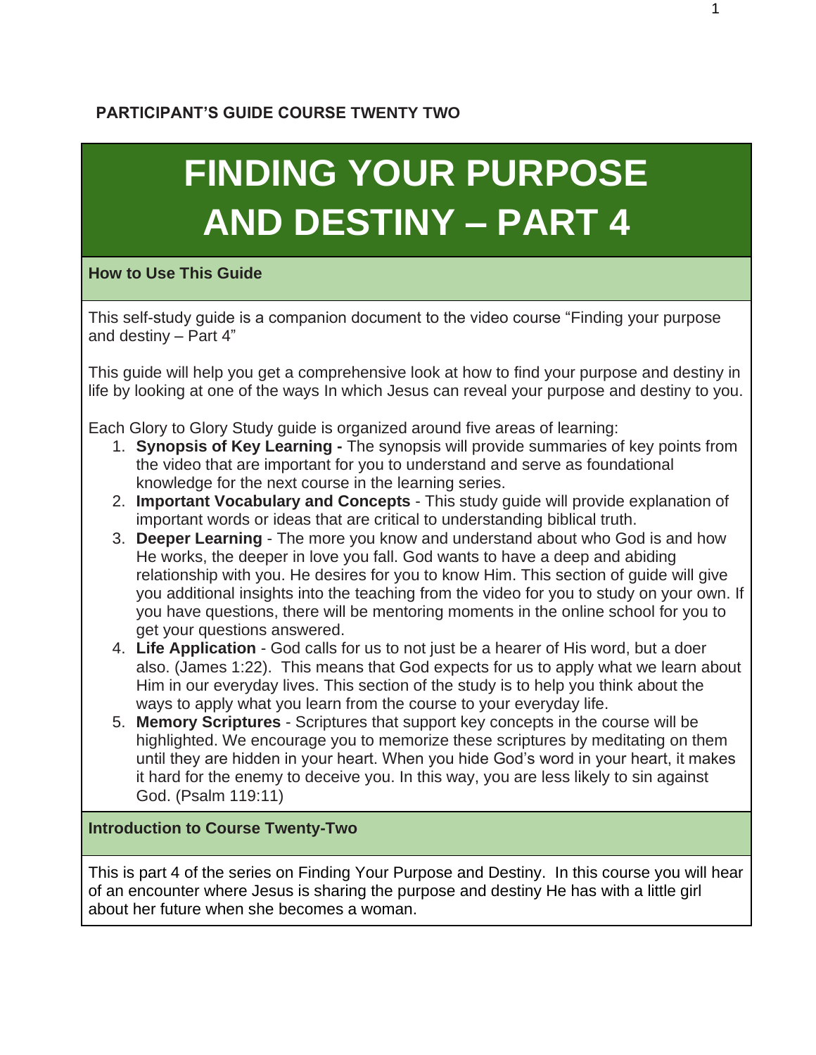**PARTICIPANT'S GUIDE COURSE TWENTY TWO**

# FINDING YOUR PURPOSE AND DESTINY – PART 4

## How to Use This Guide

This self-study guide is a companion document to the video course "Finding your purpose and destiny – Part 4"

This guide will help you get a comprehensive look at how to find your purpose and destiny in life by looking at one of the ways In which Jesus can reveal your purpose and destiny to you.

Each Glory to Glory Study guide is organized around five areas of learning:

1. **Synopsis of Key Learning -** The synopsis will provide summaries of key points from the video that are important for you to understand and serve as foundational knowledge for the next course in the learning series.
2. **Important Vocabulary and Concepts** - This study guide will provide explanation of important words or ideas that are critical to understanding biblical truth.
3. **Deeper Learning** - The more you know and understand about who God is and how He works, the deeper in love you fall. God wants to have a deep and abiding relationship with you. He desires for you to know Him. This section of guide will give you additional insights into the teaching from the video for you to study on your own. If you have questions, there will be mentoring moments in the online school for you to get your questions answered.
4. **Life Application** - God calls for us to not just be a hearer of His word, but a doer also. (James 1:22). This means that God expects for us to apply what we learn about Him in our everyday lives. This section of the study is to help you think about the ways to apply what you learn from the course to your everyday life.
5. **Memory Scriptures** - Scriptures that support key concepts in the course will be highlighted. We encourage you to memorize these scriptures by meditating on them until they are hidden in your heart. When you hide God's word in your heart, it makes it hard for the enemy to deceive you. In this way, you are less likely to sin against God. (Psalm 119:11)

## Introduction to Course Twenty-Two

This is part 4 of the series on Finding Your Purpose and Destiny. In this course you will hear of an encounter where Jesus is sharing the purpose and destiny He has with a little girl about her future when she becomes a woman.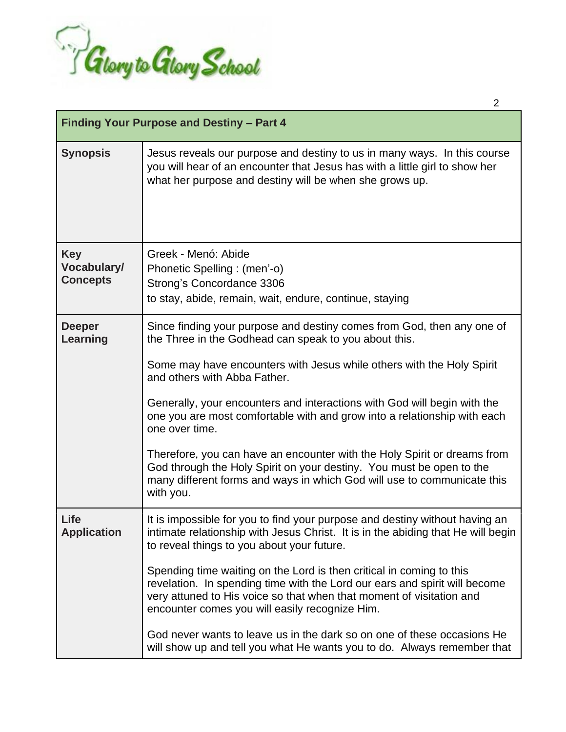| Finding Your Purpose and Destiny – Part 4 | |
|---|---|
| **Synopsis** | Jesus reveals our purpose and destiny to us in many ways. In this course you will hear of an encounter that Jesus has with a little girl to show her what her purpose and destiny will be when she grows up. |
| **Key Vocabulary/ Concepts** | Greek - Menó: Abide<br>Phonetic Spelling : (men'-o)<br>Strong's Concordance 3306<br>to stay, abide, remain, wait, endure, continue, staying |
| **Deeper Learning** | Since finding your purpose and destiny comes from God, then any one of the Three in the Godhead can speak to you about this.<br><br>Some may have encounters with Jesus while others with the Holy Spirit and others with Abba Father.<br><br>Generally, your encounters and interactions with God will begin with the one you are most comfortable with and grow into a relationship with each one over time.<br><br>Therefore, you can have an encounter with the Holy Spirit or dreams from God through the Holy Spirit on your destiny. You must be open to the many different forms and ways in which God will use to communicate this with you. |
| **Life Application** | It is impossible for you to find your purpose and destiny without having an intimate relationship with Jesus Christ. It is in the abiding that He will begin to reveal things to you about your future.<br><br>Spending time waiting on the Lord is then critical in coming to this revelation. In spending time with the Lord our ears and spirit will become very attuned to His voice so that when that moment of visitation and encounter comes you will easily recognize Him.<br><br>God never wants to leave us in the dark so on one of these occasions He will show up and tell you what He wants you to do. Always remember that |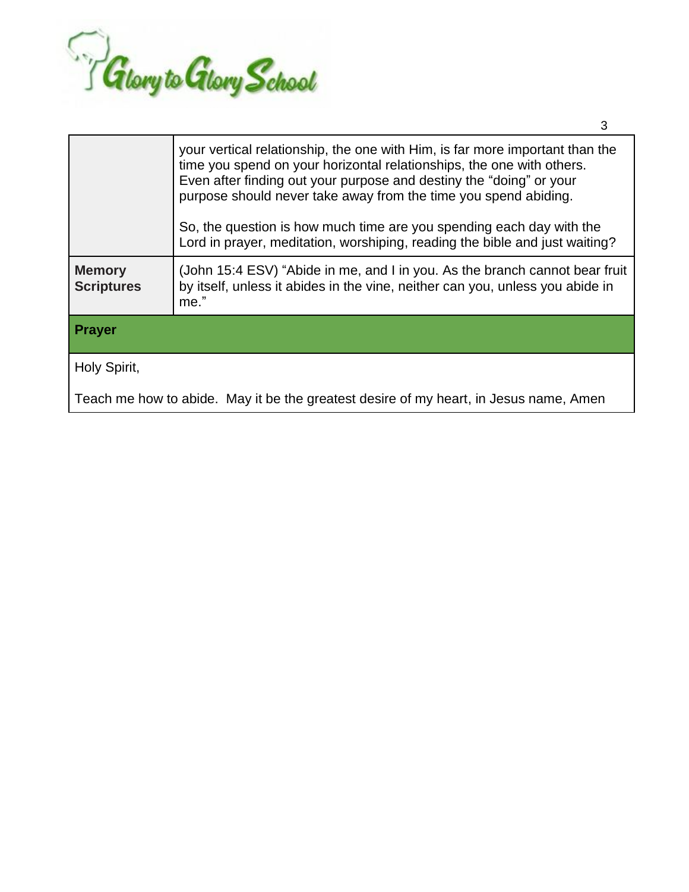| | |
|---|---|
| | your vertical relationship, the one with Him, is far more important than the time you spend on your horizontal relationships, the one with others. Even after finding out your purpose and destiny the "doing" or your purpose should never take away from the time you spend abiding.<br><br>So, the question is how much time are you spending each day with the Lord in prayer, meditation, worshiping, reading the bible and just waiting? |
| **Memory Scriptures** | (John 15:4 ESV) "Abide in me, and I in you. As the branch cannot bear fruit by itself, unless it abides in the vine, neither can you, unless you abide in me." |

**Prayer**

Holy Spirit,

Teach me how to abide. May it be the greatest desire of my heart, in Jesus name, Amen